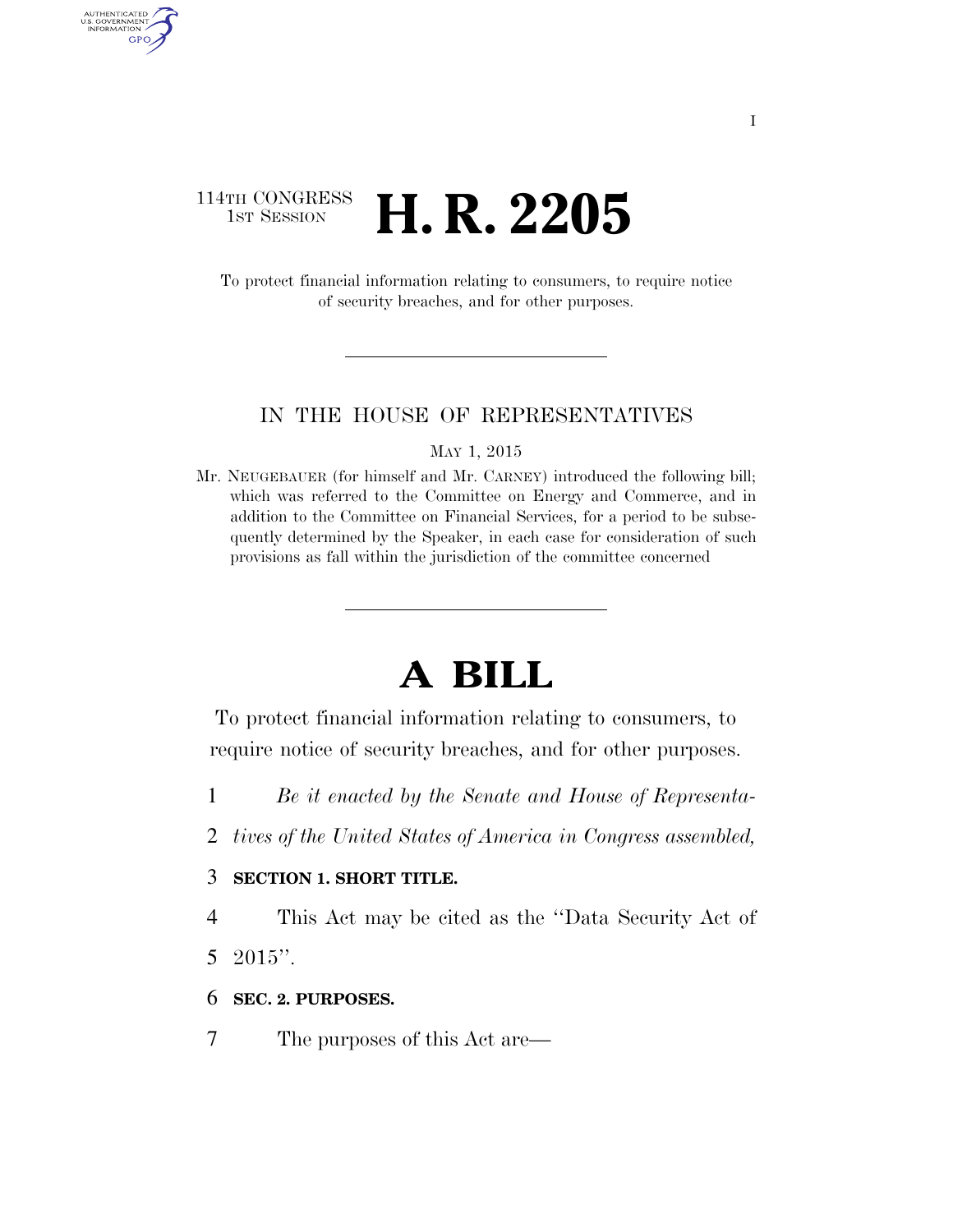114TH CONGRESS
1ST SESSION

# H. R. 2205

To protect financial information relating to consumers, to require notice of security breaches, and for other purposes.

IN THE HOUSE OF REPRESENTATIVES

MAY 1, 2015

Mr. NEUGEBAUER (for himself and Mr. CARNEY) introduced the following bill; which was referred to the Committee on Energy and Commerce, and in addition to the Committee on Financial Services, for a period to be subsequently determined by the Speaker, in each case for consideration of such provisions as fall within the jurisdiction of the committee concerned

# A BILL

To protect financial information relating to consumers, to require notice of security breaches, and for other purposes.

1 *Be it enacted by the Senate and House of Representa-*
2 *tives of the United States of America in Congress assembled,*

3 **SECTION 1. SHORT TITLE.**

4 This Act may be cited as the ''Data Security Act of
5 2015''.

6 **SEC. 2. PURPOSES.**

7 The purposes of this Act are—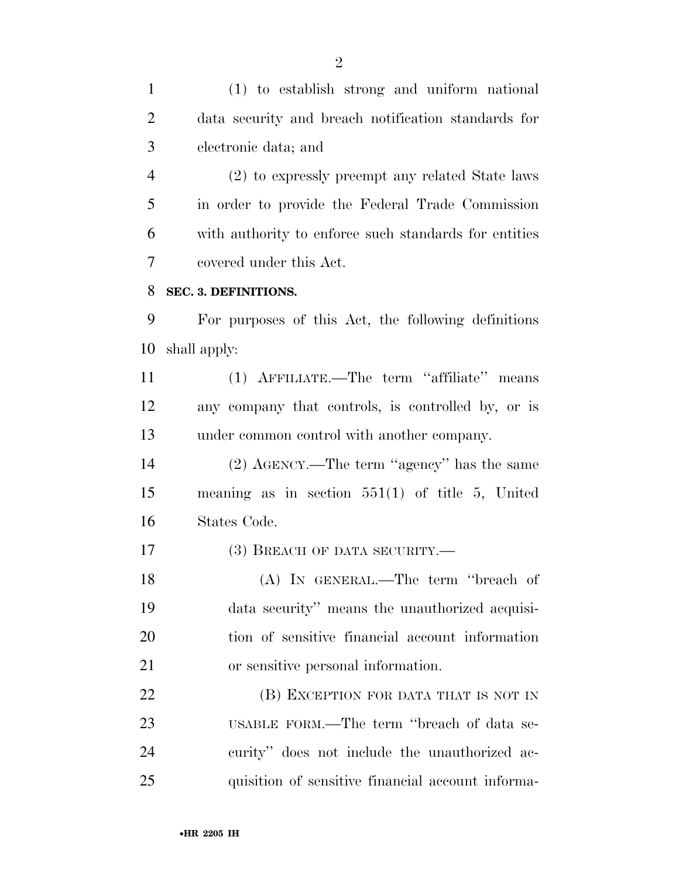(1) to establish strong and uniform national data security and breach notification standards for electronic data; and

(2) to expressly preempt any related State laws in order to provide the Federal Trade Commission with authority to enforce such standards for entities covered under this Act.

## SEC. 3. DEFINITIONS.

For purposes of this Act, the following definitions shall apply:

(1) AFFILIATE.—The term "affiliate" means any company that controls, is controlled by, or is under common control with another company.

(2) AGENCY.—The term "agency" has the same meaning as in section 551(1) of title 5, United States Code.

(3) BREACH OF DATA SECURITY.—

(A) IN GENERAL.—The term "breach of data security" means the unauthorized acquisition of sensitive financial account information or sensitive personal information.

(B) EXCEPTION FOR DATA THAT IS NOT IN USABLE FORM.—The term "breach of data security" does not include the unauthorized acquisition of sensitive financial account informa-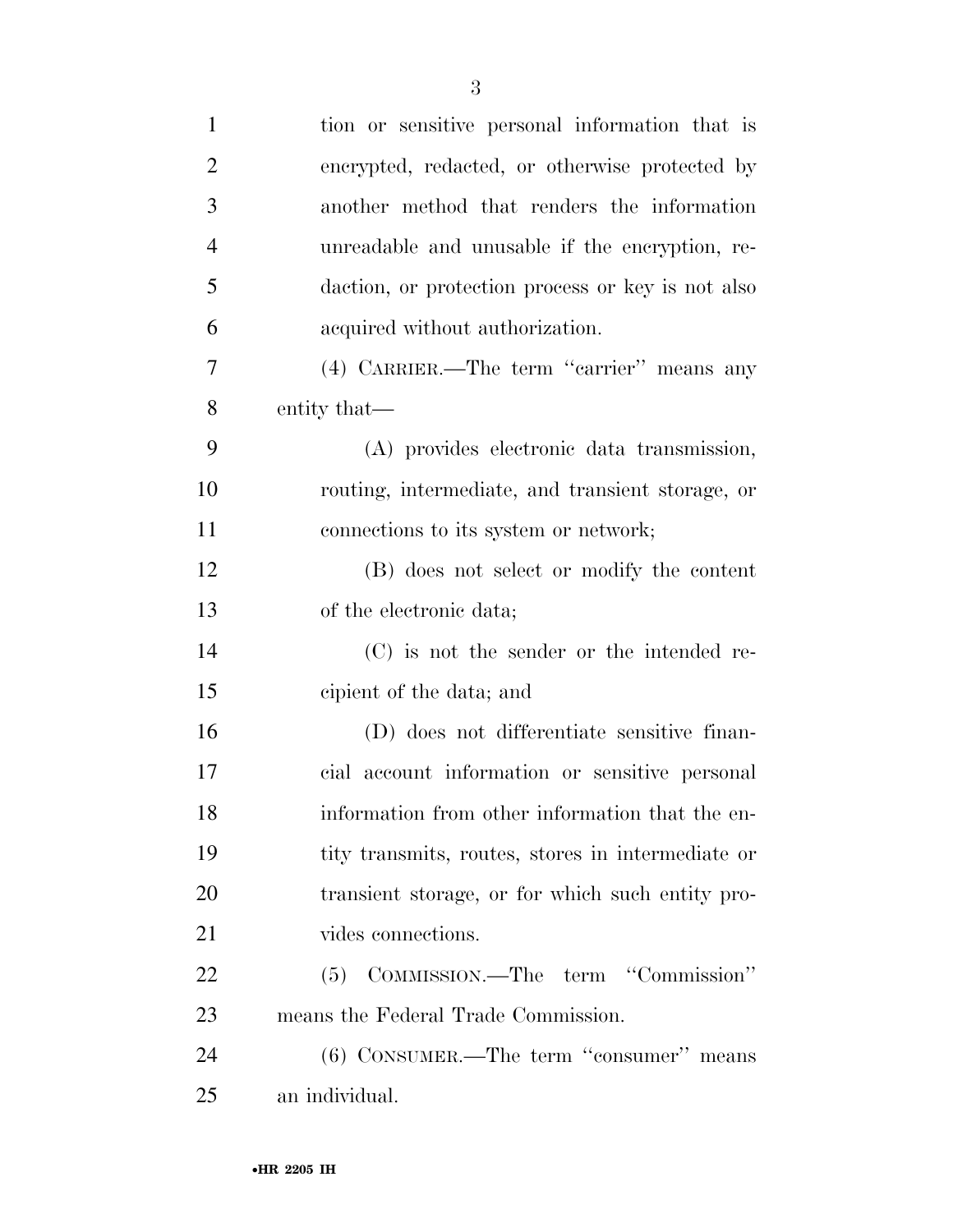tion or sensitive personal information that is encrypted, redacted, or otherwise protected by another method that renders the information unreadable and unusable if the encryption, redaction, or protection process or key is not also acquired without authorization.

(4) CARRIER.—The term ''carrier'' means any entity that—

(A) provides electronic data transmission, routing, intermediate, and transient storage, or connections to its system or network;

(B) does not select or modify the content of the electronic data;

(C) is not the sender or the intended recipient of the data; and

(D) does not differentiate sensitive financial account information or sensitive personal information from other information that the entity transmits, routes, stores in intermediate or transient storage, or for which such entity provides connections.

(5) COMMISSION.—The term ''Commission'' means the Federal Trade Commission.

(6) CONSUMER.—The term ''consumer'' means an individual.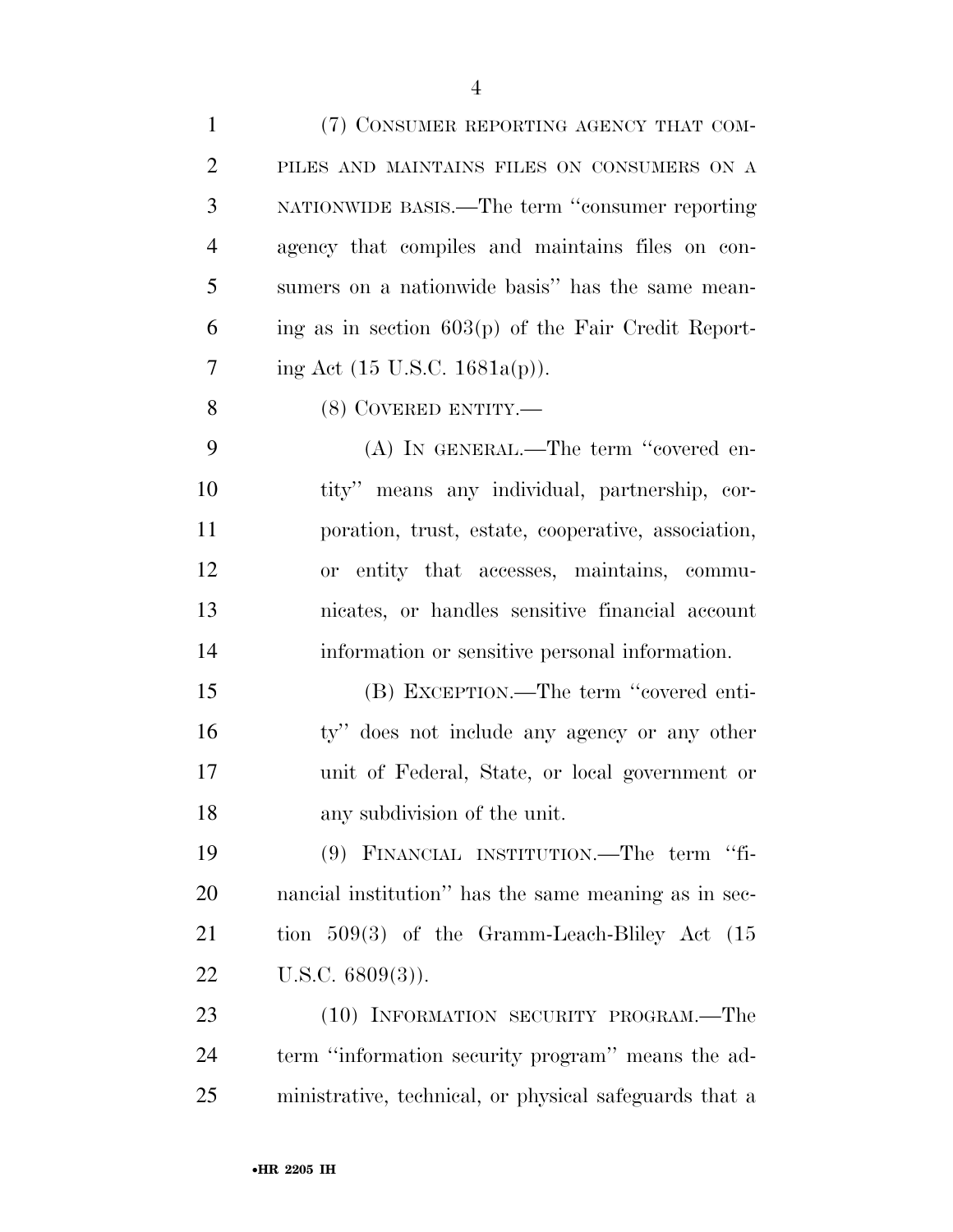(7) CONSUMER REPORTING AGENCY THAT COMPILES AND MAINTAINS FILES ON CONSUMERS ON A NATIONWIDE BASIS.—The term ''consumer reporting agency that compiles and maintains files on consumers on a nationwide basis'' has the same meaning as in section 603(p) of the Fair Credit Reporting Act (15 U.S.C. 1681a(p)).

(8) COVERED ENTITY.—

(A) IN GENERAL.—The term ''covered entity'' means any individual, partnership, corporation, trust, estate, cooperative, association, or entity that accesses, maintains, communicates, or handles sensitive financial account information or sensitive personal information.

(B) EXCEPTION.—The term ''covered entity'' does not include any agency or any other unit of Federal, State, or local government or any subdivision of the unit.

(9) FINANCIAL INSTITUTION.—The term ''financial institution'' has the same meaning as in section 509(3) of the Gramm-Leach-Bliley Act (15 U.S.C. 6809(3)).

(10) INFORMATION SECURITY PROGRAM.—The term ''information security program'' means the administrative, technical, or physical safeguards that a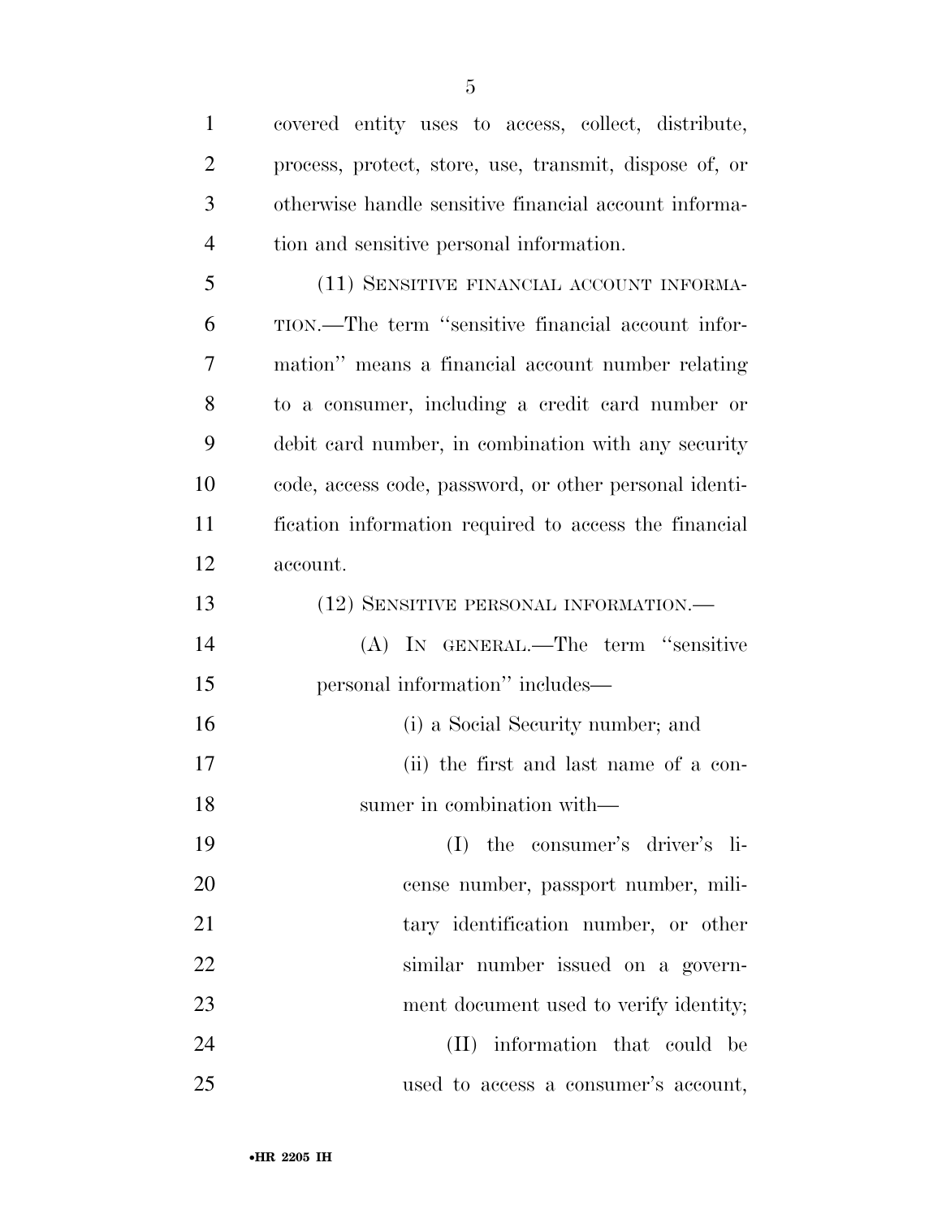covered entity uses to access, collect, distribute, process, protect, store, use, transmit, dispose of, or otherwise handle sensitive financial account information and sensitive personal information.

(11) SENSITIVE FINANCIAL ACCOUNT INFORMATION.—The term ''sensitive financial account information'' means a financial account number relating to a consumer, including a credit card number or debit card number, in combination with any security code, access code, password, or other personal identification information required to access the financial account.

(12) SENSITIVE PERSONAL INFORMATION.—

(A) IN GENERAL.—The term ''sensitive personal information'' includes—

(i) a Social Security number; and

(ii) the first and last name of a consumer in combination with—

(I) the consumer's driver's license number, passport number, military identification number, or other similar number issued on a government document used to verify identity;

(II) information that could be used to access a consumer's account,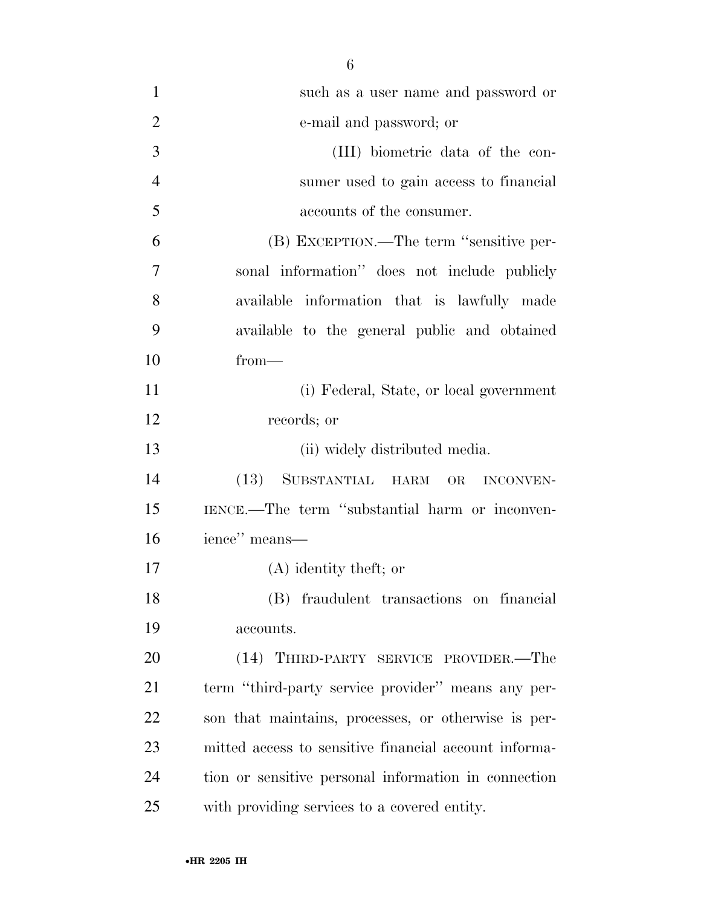such as a user name and password or e-mail and password; or

(III) biometric data of the consumer used to gain access to financial accounts of the consumer.

(B) EXCEPTION.—The term "sensitive personal information" does not include publicly available information that is lawfully made available to the general public and obtained from—

(i) Federal, State, or local government records; or

(ii) widely distributed media.

(13) SUBSTANTIAL HARM OR INCONVENIENCE.—The term "substantial harm or inconvenience" means—

(A) identity theft; or

(B) fraudulent transactions on financial accounts.

(14) THIRD-PARTY SERVICE PROVIDER.—The term "third-party service provider" means any person that maintains, processes, or otherwise is permitted access to sensitive financial account information or sensitive personal information in connection with providing services to a covered entity.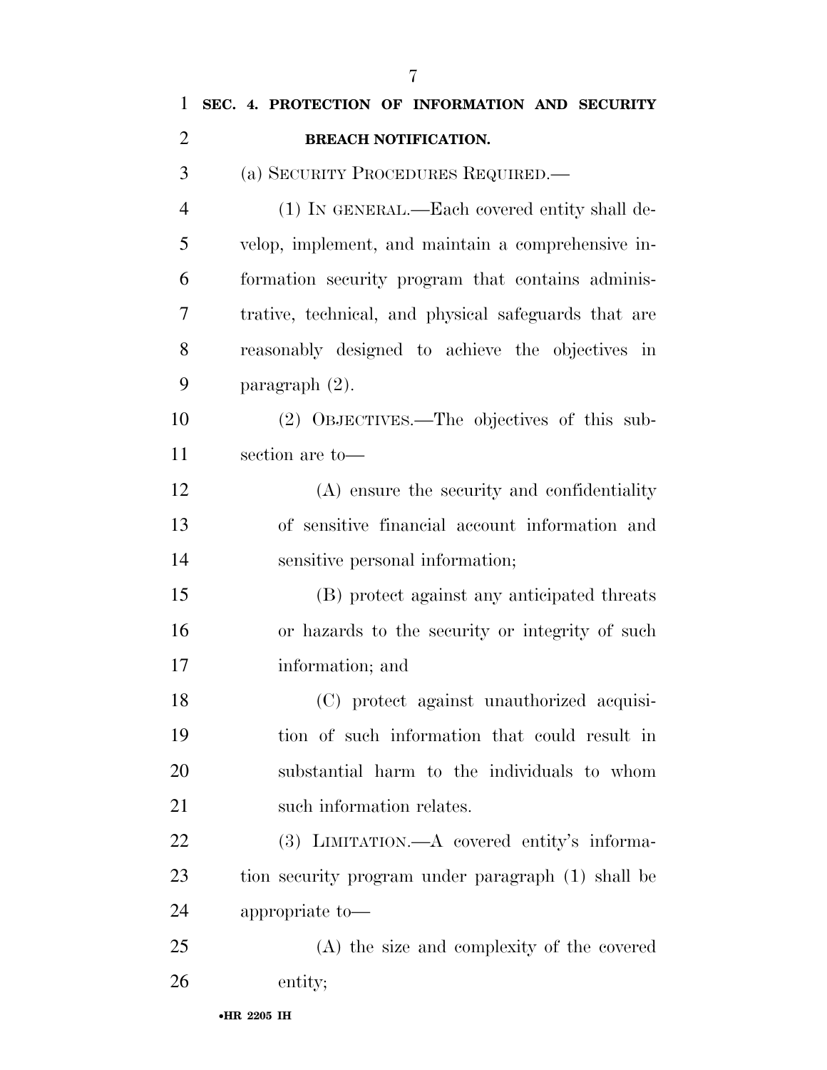## SEC. 4. PROTECTION OF INFORMATION AND SECURITY BREACH NOTIFICATION.

(a) SECURITY PROCEDURES REQUIRED.—

(1) IN GENERAL.—Each covered entity shall develop, implement, and maintain a comprehensive information security program that contains administrative, technical, and physical safeguards that are reasonably designed to achieve the objectives in paragraph (2).

(2) OBJECTIVES.—The objectives of this subsection are to—

(A) ensure the security and confidentiality of sensitive financial account information and sensitive personal information;

(B) protect against any anticipated threats or hazards to the security or integrity of such information; and

(C) protect against unauthorized acquisition of such information that could result in substantial harm to the individuals to whom such information relates.

(3) LIMITATION.—A covered entity's information security program under paragraph (1) shall be appropriate to—

(A) the size and complexity of the covered entity;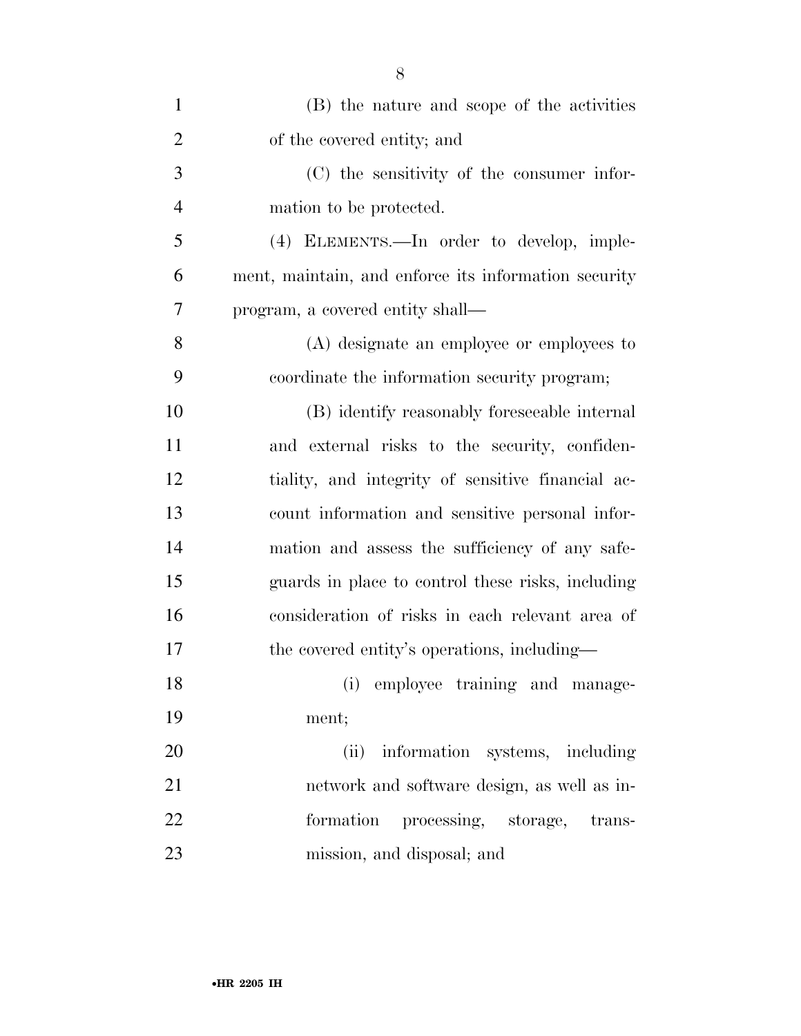(B) the nature and scope of the activities of the covered entity; and

(C) the sensitivity of the consumer information to be protected.

(4) ELEMENTS.—In order to develop, implement, maintain, and enforce its information security program, a covered entity shall—

(A) designate an employee or employees to coordinate the information security program;

(B) identify reasonably foreseeable internal and external risks to the security, confidentiality, and integrity of sensitive financial account information and sensitive personal information and assess the sufficiency of any safeguards in place to control these risks, including consideration of risks in each relevant area of the covered entity's operations, including—

(i) employee training and management;

(ii) information systems, including network and software design, as well as information processing, storage, transmission, and disposal; and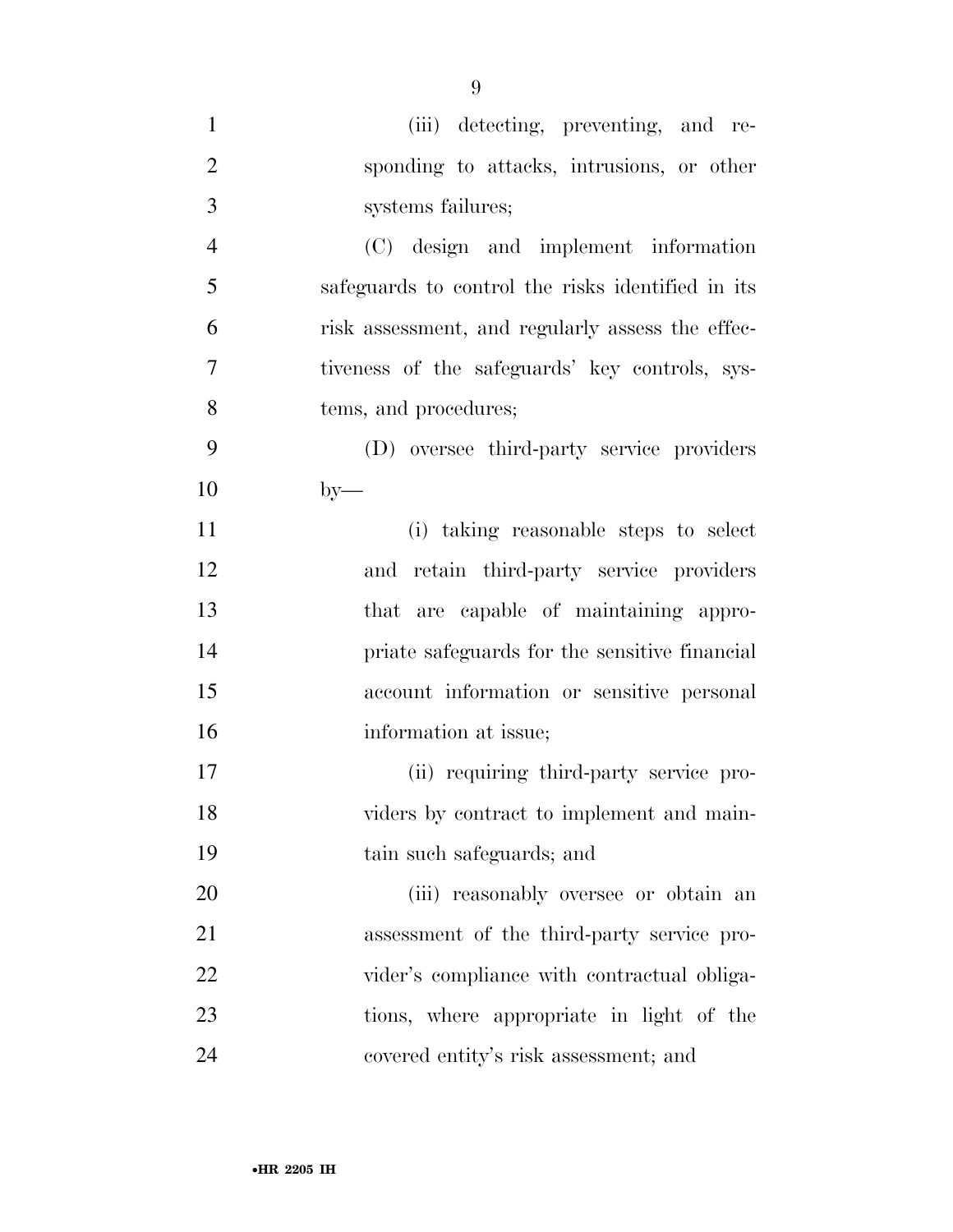(iii) detecting, preventing, and responding to attacks, intrusions, or other systems failures;

(C) design and implement information safeguards to control the risks identified in its risk assessment, and regularly assess the effectiveness of the safeguards' key controls, systems, and procedures;

(D) oversee third-party service providers by—

(i) taking reasonable steps to select and retain third-party service providers that are capable of maintaining appropriate safeguards for the sensitive financial account information or sensitive personal information at issue;

(ii) requiring third-party service providers by contract to implement and maintain such safeguards; and

(iii) reasonably oversee or obtain an assessment of the third-party service provider's compliance with contractual obligations, where appropriate in light of the covered entity's risk assessment; and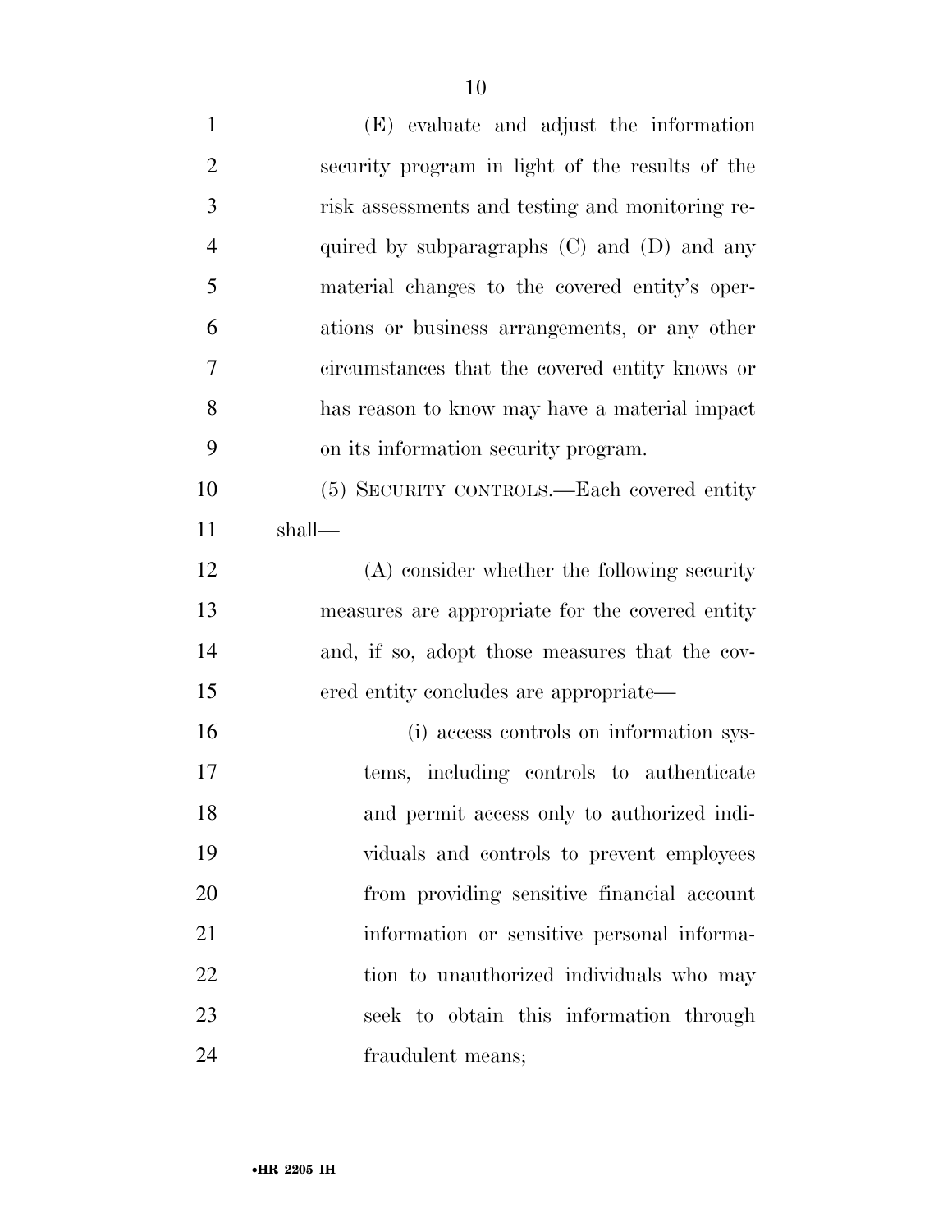(E) evaluate and adjust the information security program in light of the results of the risk assessments and testing and monitoring required by subparagraphs (C) and (D) and any material changes to the covered entity's operations or business arrangements, or any other circumstances that the covered entity knows or has reason to know may have a material impact on its information security program.

(5) SECURITY CONTROLS.—Each covered entity shall—

(A) consider whether the following security measures are appropriate for the covered entity and, if so, adopt those measures that the covered entity concludes are appropriate—

(i) access controls on information systems, including controls to authenticate and permit access only to authorized individuals and controls to prevent employees from providing sensitive financial account information or sensitive personal information to unauthorized individuals who may seek to obtain this information through fraudulent means;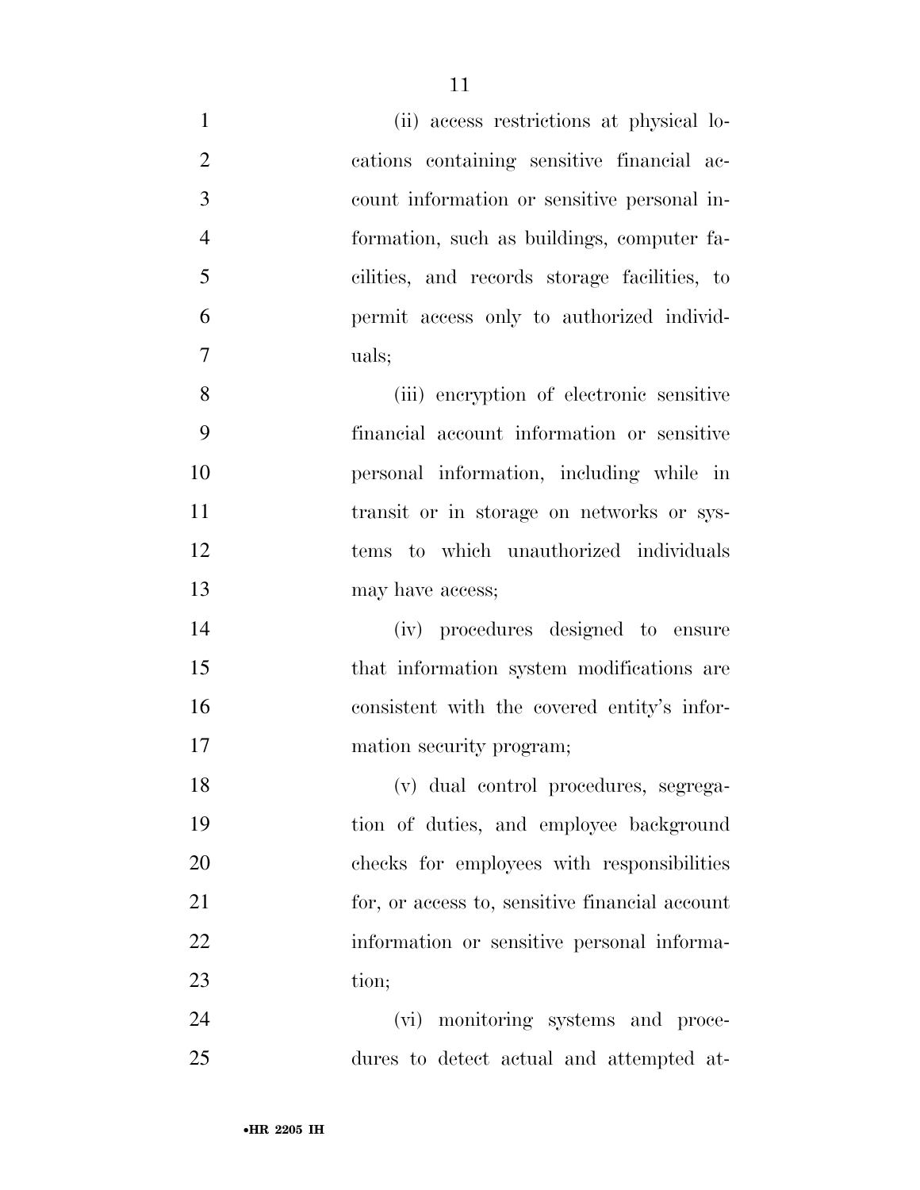(ii) access restrictions at physical locations containing sensitive financial account information or sensitive personal information, such as buildings, computer facilities, and records storage facilities, to permit access only to authorized individuals;

(iii) encryption of electronic sensitive financial account information or sensitive personal information, including while in transit or in storage on networks or systems to which unauthorized individuals may have access;

(iv) procedures designed to ensure that information system modifications are consistent with the covered entity's information security program;

(v) dual control procedures, segregation of duties, and employee background checks for employees with responsibilities for, or access to, sensitive financial account information or sensitive personal information;

(vi) monitoring systems and procedures to detect actual and attempted at-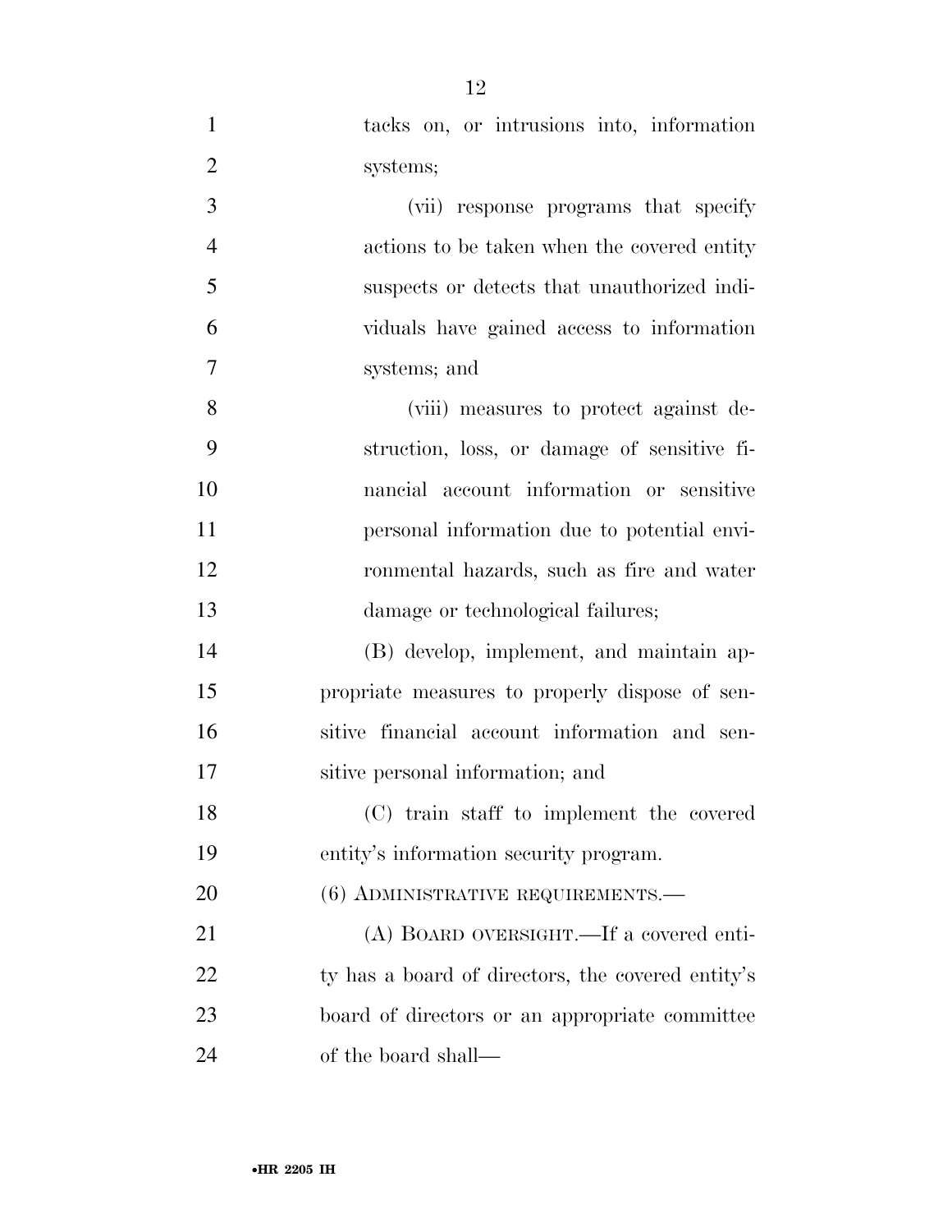tacks on, or intrusions into, information systems;

(vii) response programs that specify actions to be taken when the covered entity suspects or detects that unauthorized individuals have gained access to information systems; and

(viii) measures to protect against destruction, loss, or damage of sensitive financial account information or sensitive personal information due to potential environmental hazards, such as fire and water damage or technological failures;

(B) develop, implement, and maintain appropriate measures to properly dispose of sensitive financial account information and sensitive personal information; and

(C) train staff to implement the covered entity's information security program.

(6) ADMINISTRATIVE REQUIREMENTS.—

(A) BOARD OVERSIGHT.—If a covered entity has a board of directors, the covered entity's board of directors or an appropriate committee of the board shall—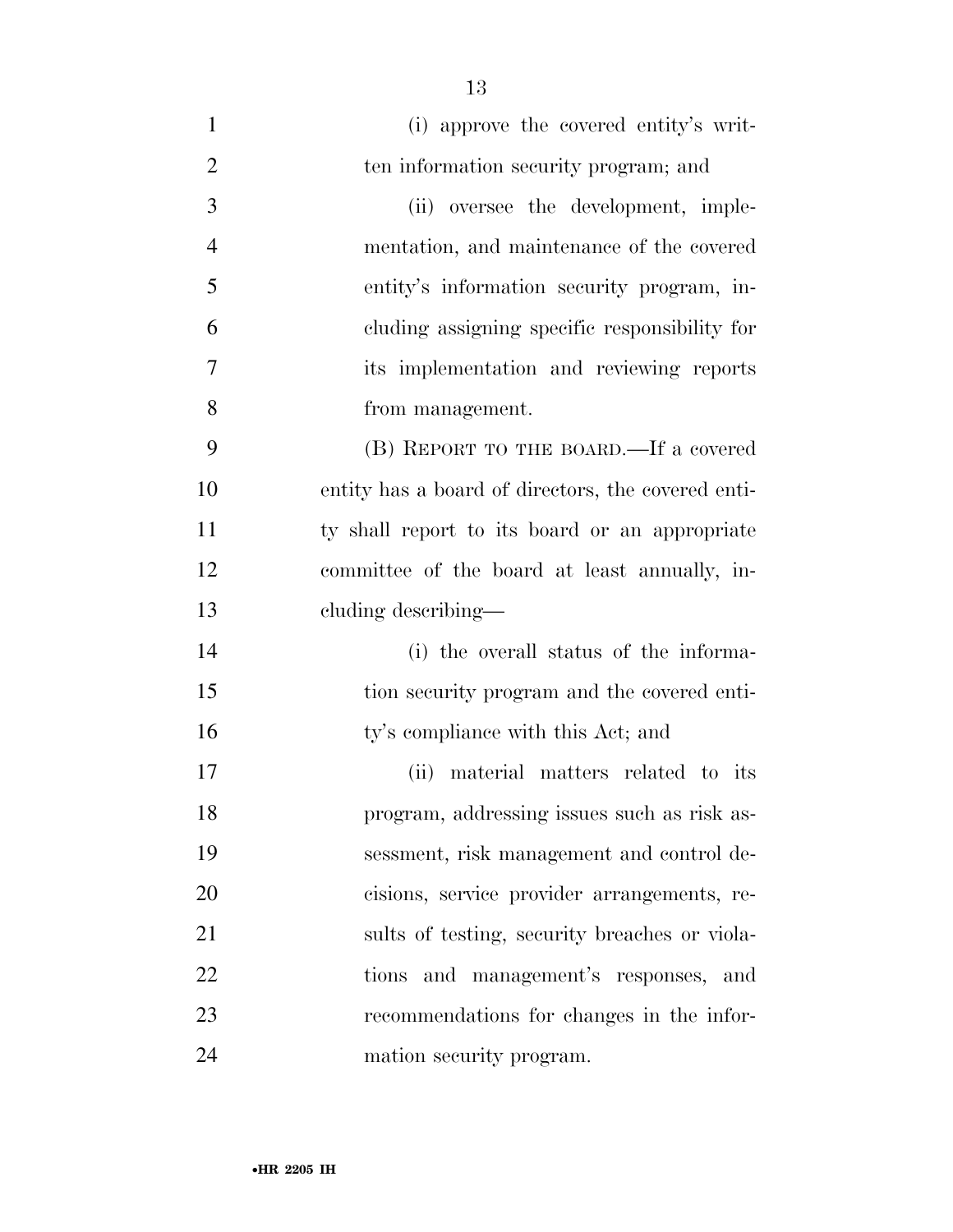(i) approve the covered entity's written information security program; and

(ii) oversee the development, implementation, and maintenance of the covered entity's information security program, including assigning specific responsibility for its implementation and reviewing reports from management.

(B) REPORT TO THE BOARD.—If a covered entity has a board of directors, the covered entity shall report to its board or an appropriate committee of the board at least annually, including describing—

(i) the overall status of the information security program and the covered entity's compliance with this Act; and

(ii) material matters related to its program, addressing issues such as risk assessment, risk management and control decisions, service provider arrangements, results of testing, security breaches or violations and management's responses, and recommendations for changes in the information security program.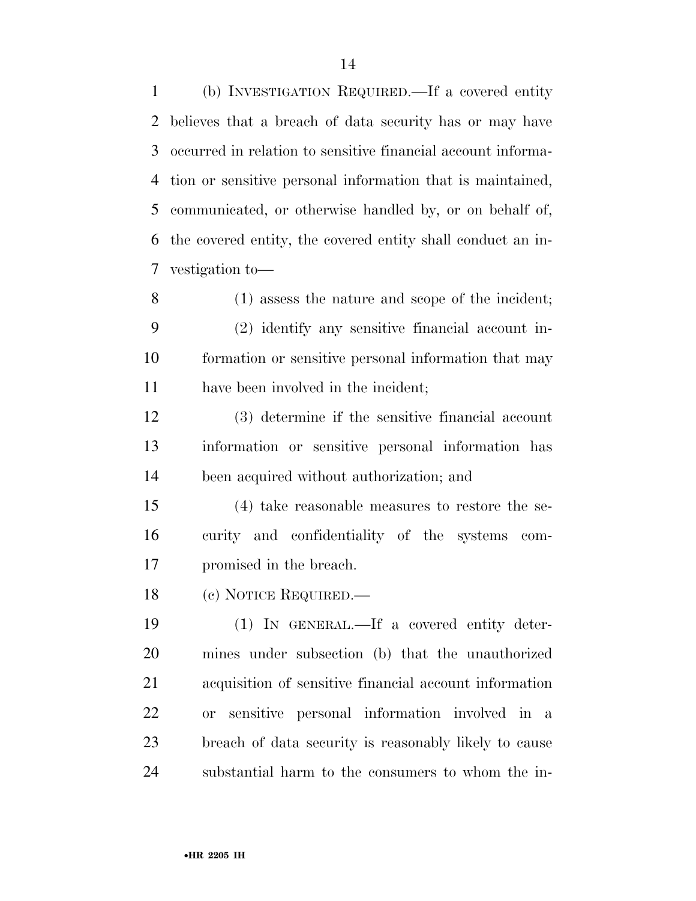(b) INVESTIGATION REQUIRED.—If a covered entity believes that a breach of data security has or may have occurred in relation to sensitive financial account information or sensitive personal information that is maintained, communicated, or otherwise handled by, or on behalf of, the covered entity, the covered entity shall conduct an investigation to—

(1) assess the nature and scope of the incident;

(2) identify any sensitive financial account information or sensitive personal information that may have been involved in the incident;

(3) determine if the sensitive financial account information or sensitive personal information has been acquired without authorization; and

(4) take reasonable measures to restore the security and confidentiality of the systems compromised in the breach.

(c) NOTICE REQUIRED.—

(1) IN GENERAL.—If a covered entity determines under subsection (b) that the unauthorized acquisition of sensitive financial account information or sensitive personal information involved in a breach of data security is reasonably likely to cause substantial harm to the consumers to whom the in-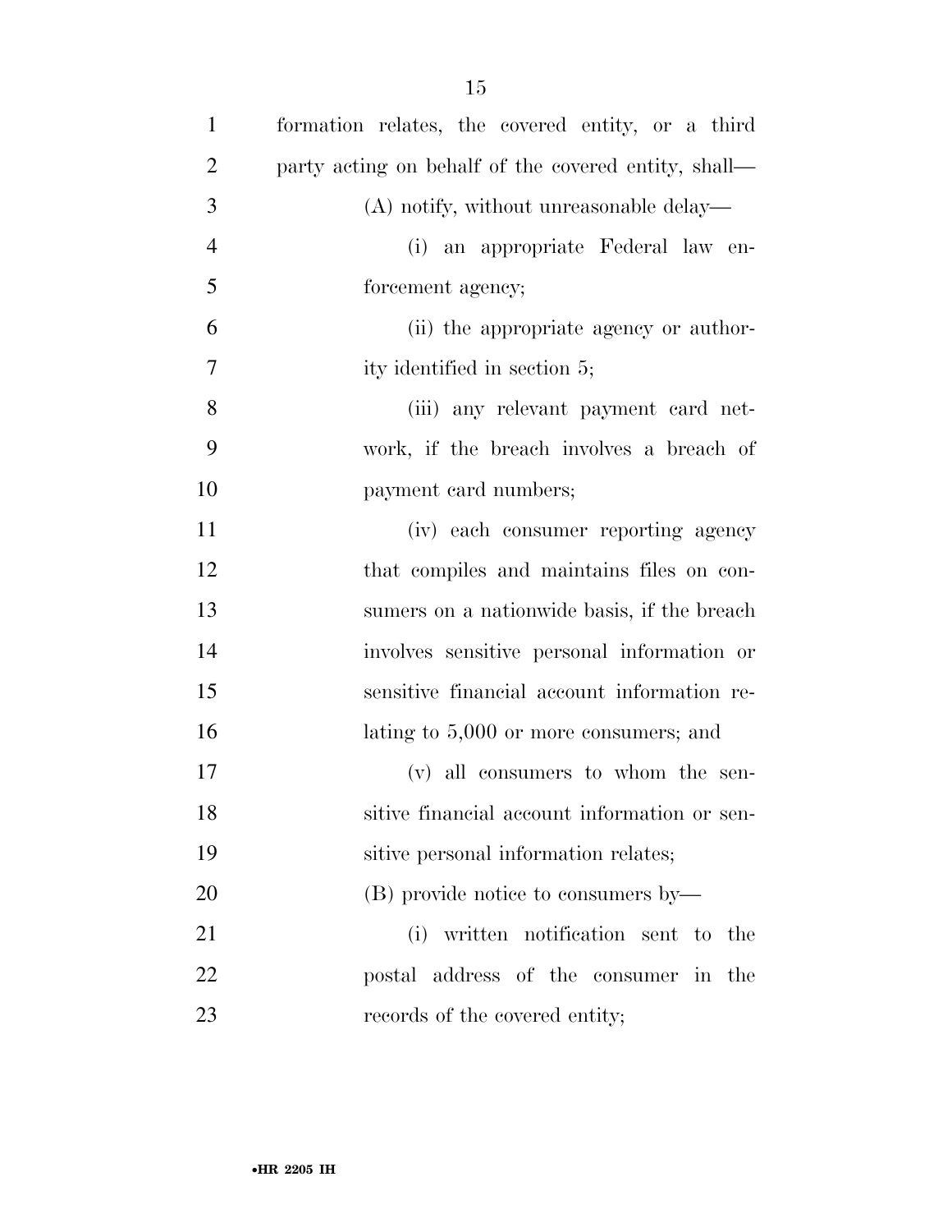formation relates, the covered entity, or a third party acting on behalf of the covered entity, shall—

(A) notify, without unreasonable delay—

(i) an appropriate Federal law enforcement agency;

(ii) the appropriate agency or authority identified in section 5;

(iii) any relevant payment card network, if the breach involves a breach of payment card numbers;

(iv) each consumer reporting agency that compiles and maintains files on consumers on a nationwide basis, if the breach involves sensitive personal information or sensitive financial account information relating to 5,000 or more consumers; and

(v) all consumers to whom the sensitive financial account information or sensitive personal information relates;

(B) provide notice to consumers by—

(i) written notification sent to the postal address of the consumer in the records of the covered entity;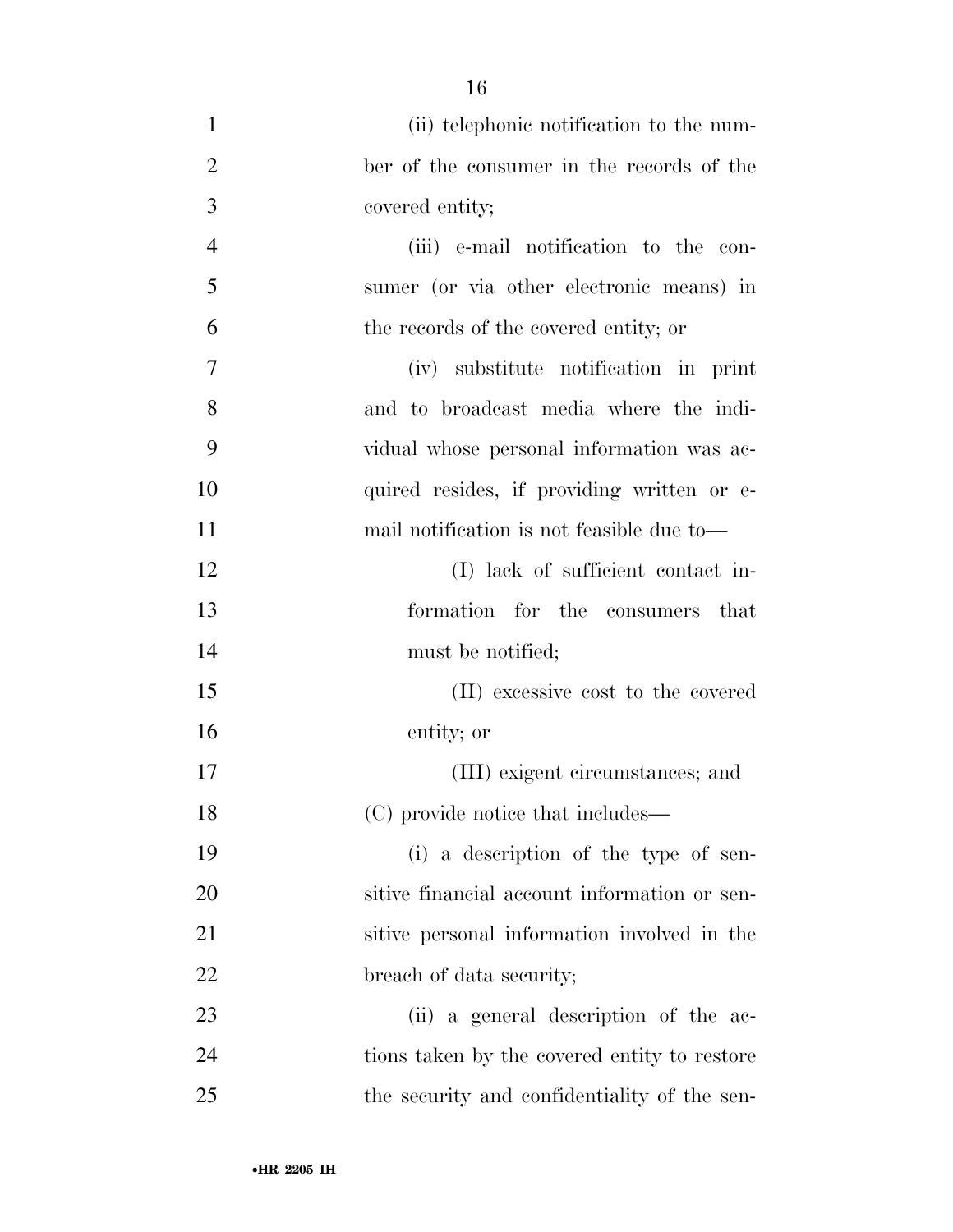(ii) telephonic notification to the number of the consumer in the records of the covered entity;

(iii) e-mail notification to the consumer (or via other electronic means) in the records of the covered entity; or

(iv) substitute notification in print and to broadcast media where the individual whose personal information was acquired resides, if providing written or e-mail notification is not feasible due to—

(I) lack of sufficient contact information for the consumers that must be notified;

(II) excessive cost to the covered entity; or

(III) exigent circumstances; and

(C) provide notice that includes—

(i) a description of the type of sensitive financial account information or sensitive personal information involved in the breach of data security;

(ii) a general description of the actions taken by the covered entity to restore the security and confidentiality of the sen-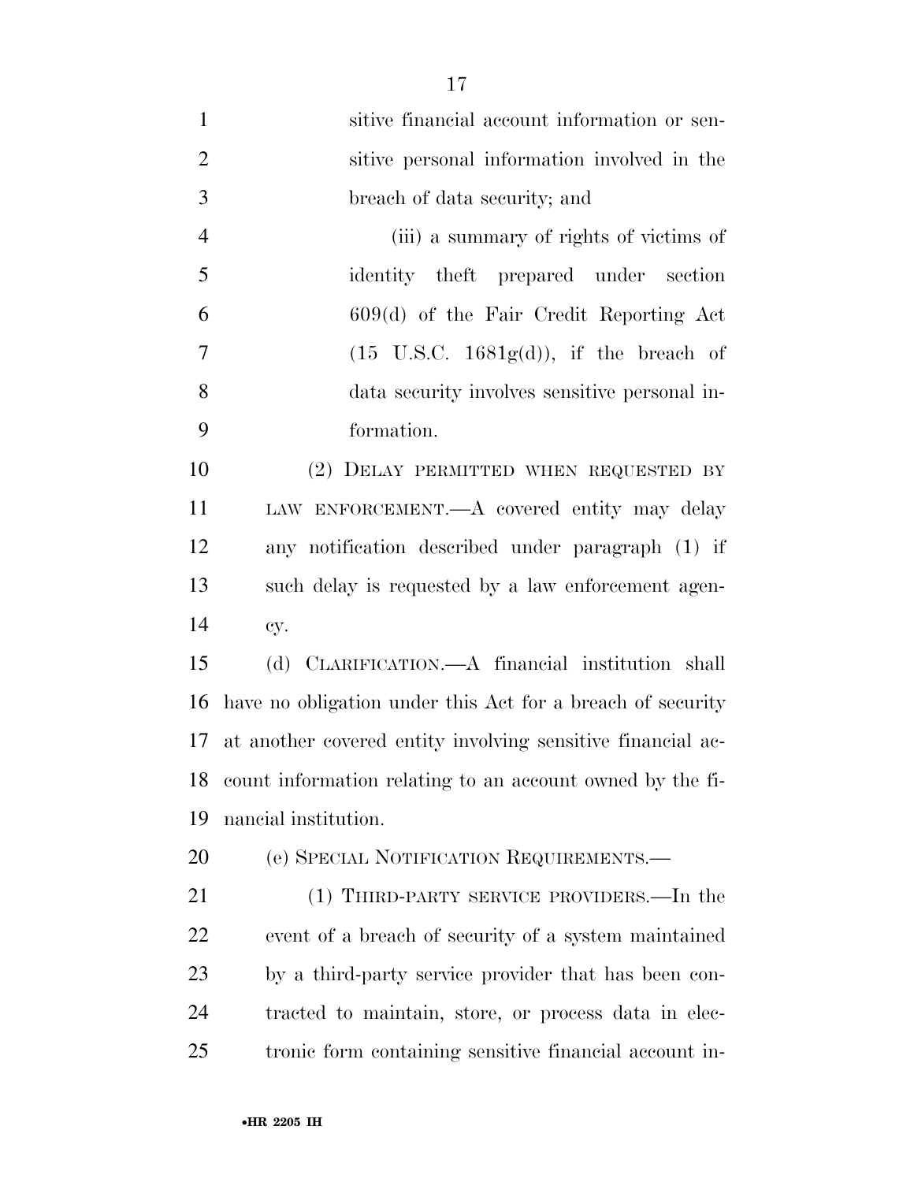sitive financial account information or sensitive personal information involved in the breach of data security; and

(iii) a summary of rights of victims of identity theft prepared under section 609(d) of the Fair Credit Reporting Act (15 U.S.C. 1681g(d)), if the breach of data security involves sensitive personal information.

(2) DELAY PERMITTED WHEN REQUESTED BY LAW ENFORCEMENT.—A covered entity may delay any notification described under paragraph (1) if such delay is requested by a law enforcement agency.

(d) CLARIFICATION.—A financial institution shall have no obligation under this Act for a breach of security at another covered entity involving sensitive financial account information relating to an account owned by the financial institution.

(e) SPECIAL NOTIFICATION REQUIREMENTS.—

(1) THIRD-PARTY SERVICE PROVIDERS.—In the event of a breach of security of a system maintained by a third-party service provider that has been contracted to maintain, store, or process data in electronic form containing sensitive financial account in-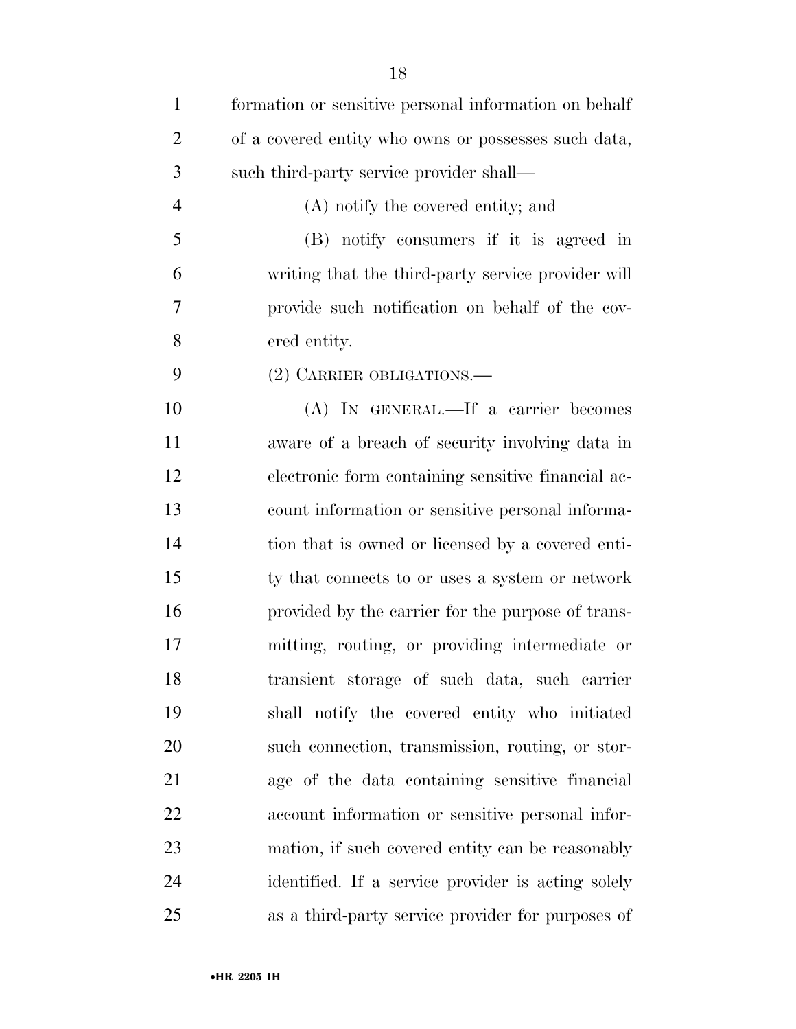formation or sensitive personal information on behalf of a covered entity who owns or possesses such data, such third-party service provider shall—

(A) notify the covered entity; and

(B) notify consumers if it is agreed in writing that the third-party service provider will provide such notification on behalf of the covered entity.

(2) CARRIER OBLIGATIONS.—

(A) IN GENERAL.—If a carrier becomes aware of a breach of security involving data in electronic form containing sensitive financial account information or sensitive personal information that is owned or licensed by a covered entity that connects to or uses a system or network provided by the carrier for the purpose of transmitting, routing, or providing intermediate or transient storage of such data, such carrier shall notify the covered entity who initiated such connection, transmission, routing, or storage of the data containing sensitive financial account information or sensitive personal information, if such covered entity can be reasonably identified. If a service provider is acting solely as a third-party service provider for purposes of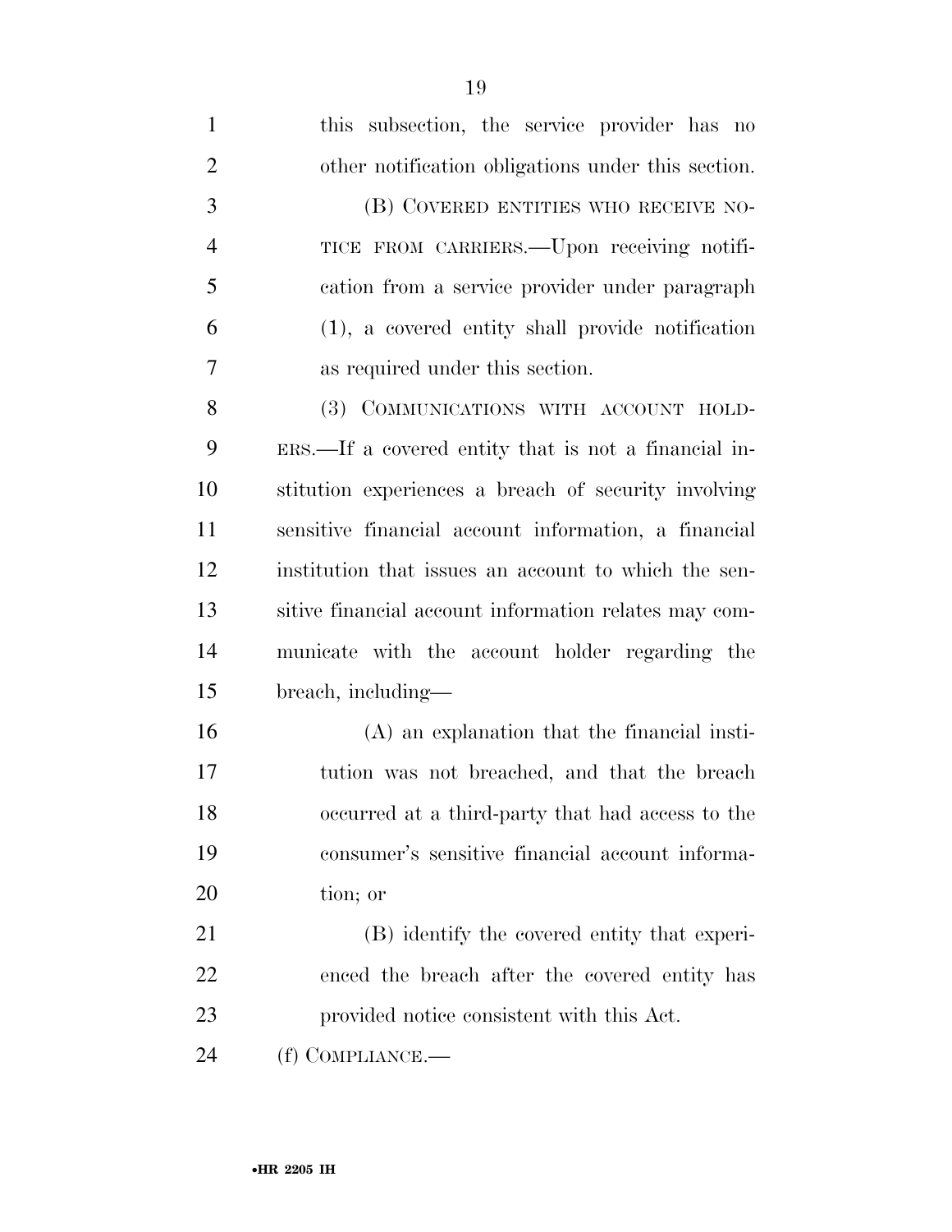this subsection, the service provider has no other notification obligations under this section.

(B) COVERED ENTITIES WHO RECEIVE NOTICE FROM CARRIERS.—Upon receiving notification from a service provider under paragraph (1), a covered entity shall provide notification as required under this section.

(3) COMMUNICATIONS WITH ACCOUNT HOLDERS.—If a covered entity that is not a financial institution experiences a breach of security involving sensitive financial account information, a financial institution that issues an account to which the sensitive financial account information relates may communicate with the account holder regarding the breach, including—

(A) an explanation that the financial institution was not breached, and that the breach occurred at a third-party that had access to the consumer's sensitive financial account information; or

(B) identify the covered entity that experienced the breach after the covered entity has provided notice consistent with this Act.

(f) COMPLIANCE.—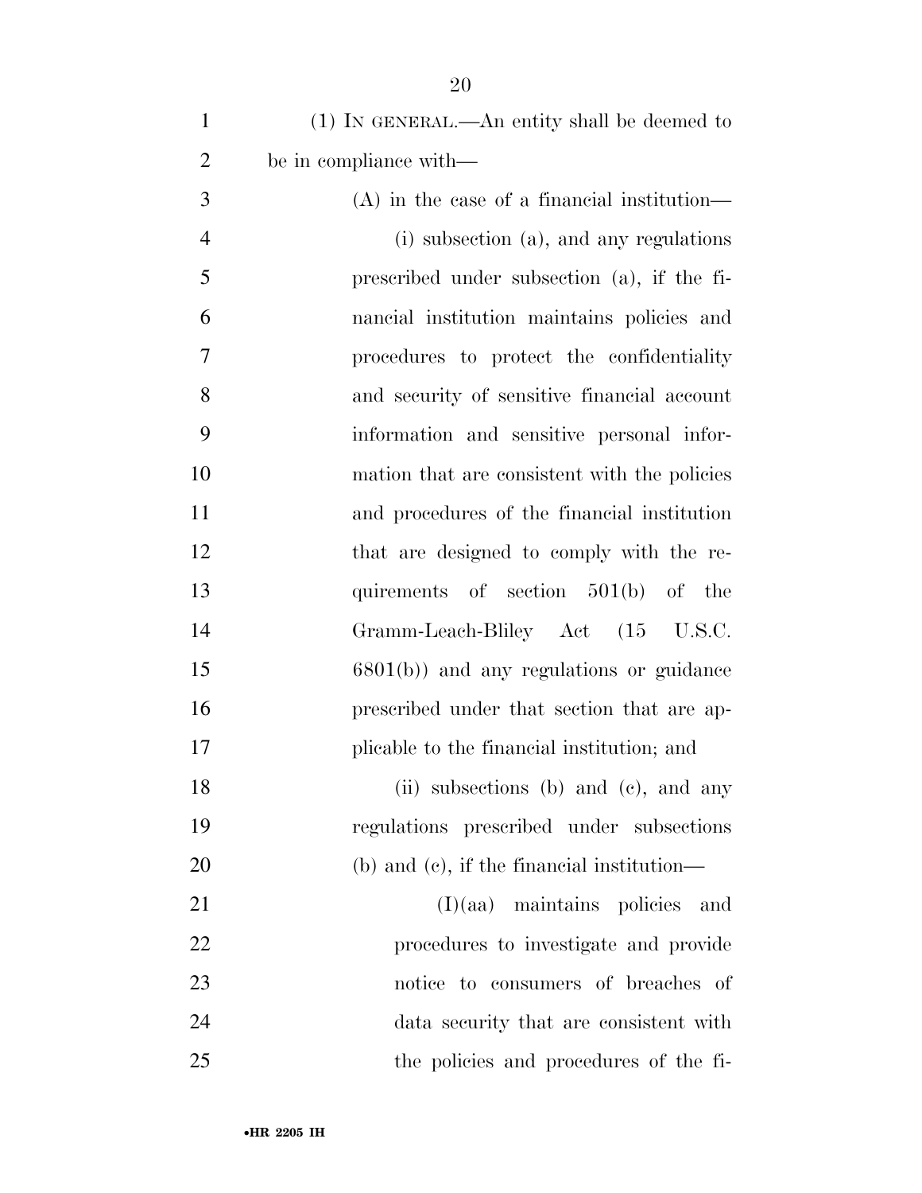(1) IN GENERAL.—An entity shall be deemed to be in compliance with—

(A) in the case of a financial institution—

(i) subsection (a), and any regulations prescribed under subsection (a), if the financial institution maintains policies and procedures to protect the confidentiality and security of sensitive financial account information and sensitive personal information that are consistent with the policies and procedures of the financial institution that are designed to comply with the requirements of section 501(b) of the Gramm-Leach-Bliley Act (15 U.S.C. 6801(b)) and any regulations or guidance prescribed under that section that are applicable to the financial institution; and

(ii) subsections (b) and (c), and any regulations prescribed under subsections (b) and (c), if the financial institution—

(I)(aa) maintains policies and procedures to investigate and provide notice to consumers of breaches of data security that are consistent with the policies and procedures of the fi-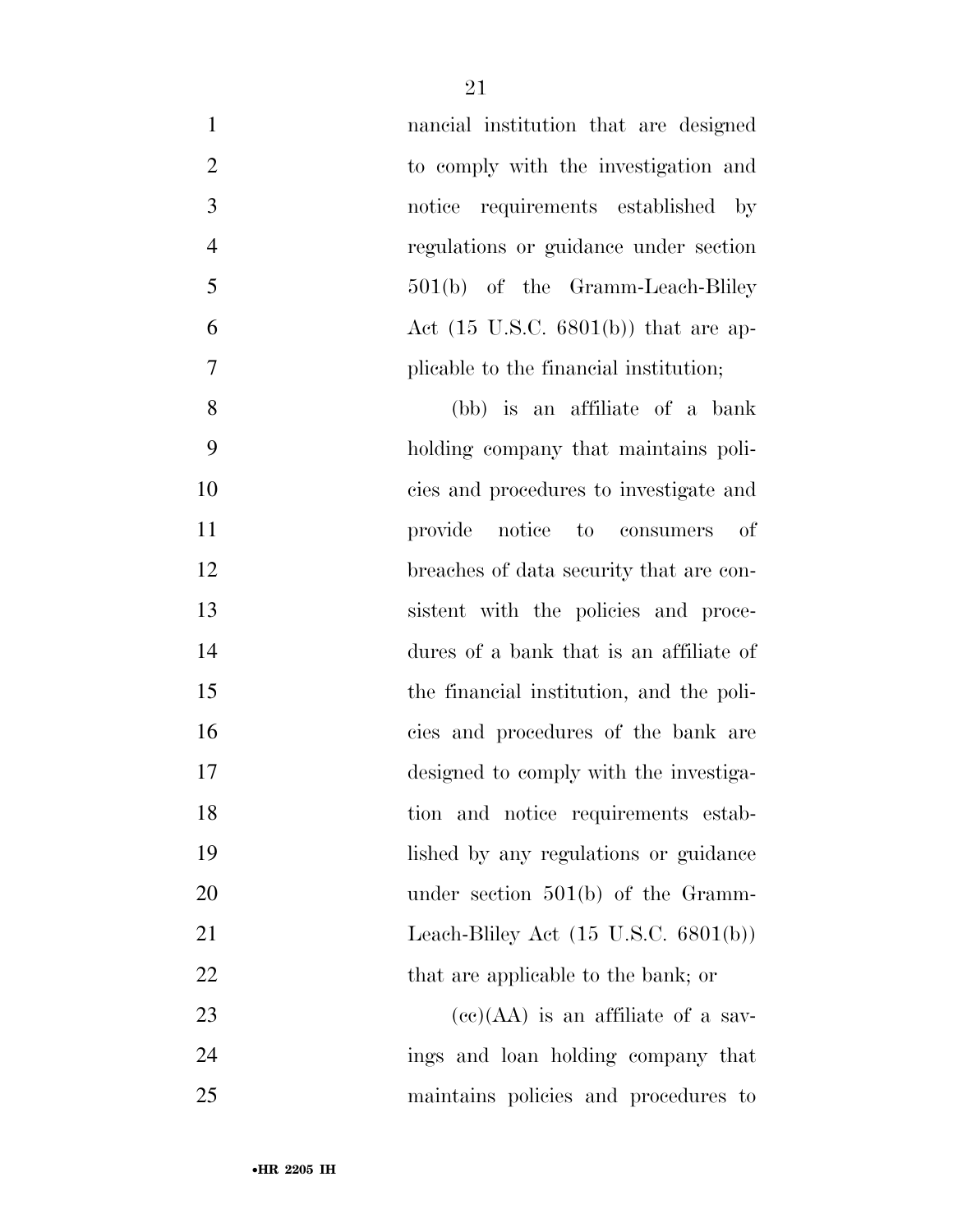nancial institution that are designed to comply with the investigation and notice requirements established by regulations or guidance under section 501(b) of the Gramm-Leach-Bliley Act (15 U.S.C. 6801(b)) that are applicable to the financial institution;

(bb) is an affiliate of a bank holding company that maintains policies and procedures to investigate and provide notice to consumers of breaches of data security that are consistent with the policies and procedures of a bank that is an affiliate of the financial institution, and the policies and procedures of the bank are designed to comply with the investigation and notice requirements established by any regulations or guidance under section 501(b) of the Gramm-Leach-Bliley Act (15 U.S.C. 6801(b)) that are applicable to the bank; or

(cc)(AA) is an affiliate of a savings and loan holding company that maintains policies and procedures to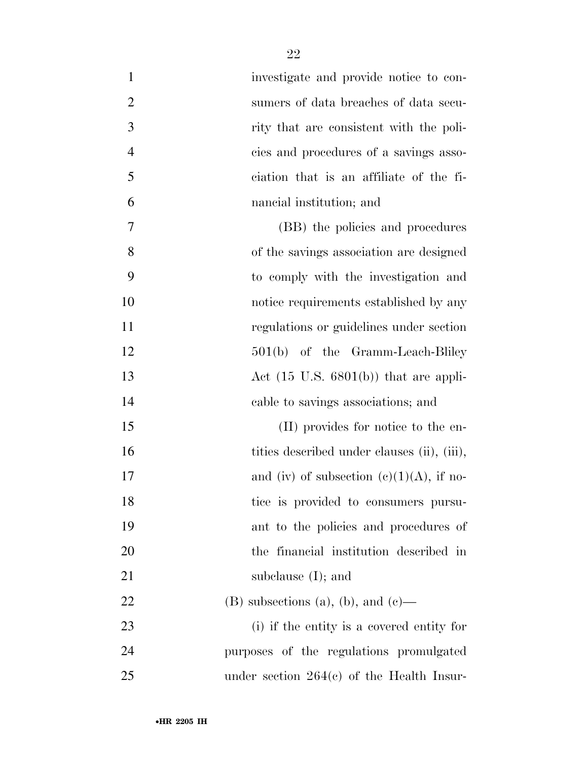investigate and provide notice to consumers of data breaches of data security that are consistent with the policies and procedures of a savings association that is an affiliate of the financial institution; and

(BB) the policies and procedures of the savings association are designed to comply with the investigation and notice requirements established by any regulations or guidelines under section 501(b) of the Gramm-Leach-Bliley Act (15 U.S. 6801(b)) that are applicable to savings associations; and

(II) provides for notice to the entities described under clauses (ii), (iii), and (iv) of subsection (c)(1)(A), if notice is provided to consumers pursuant to the policies and procedures of the financial institution described in subclause (I); and

(B) subsections (a), (b), and (c)—

(i) if the entity is a covered entity for purposes of the regulations promulgated under section 264(c) of the Health Insur-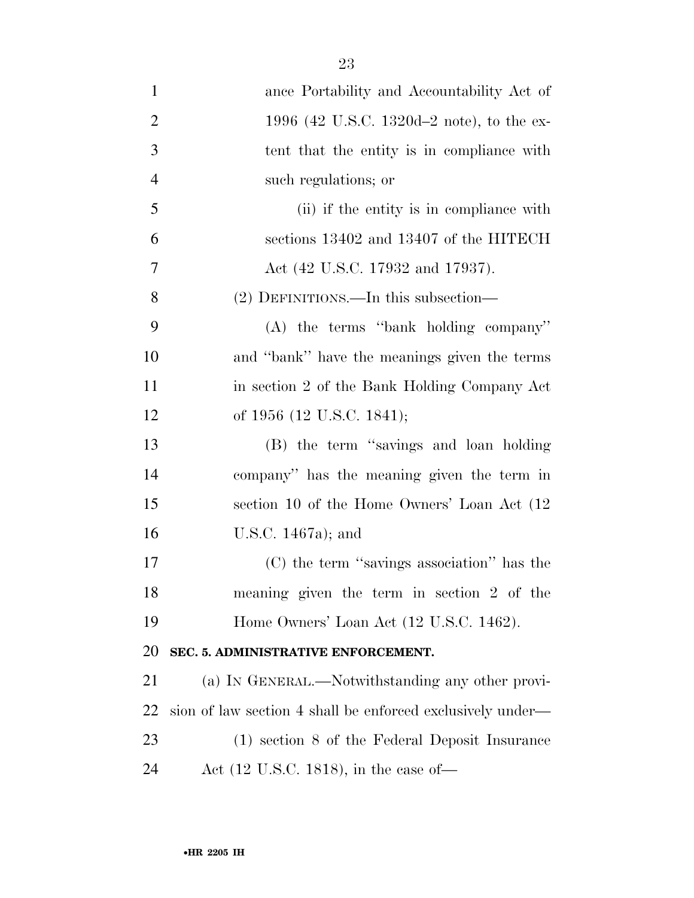ance Portability and Accountability Act of 1996 (42 U.S.C. 1320d–2 note), to the extent that the entity is in compliance with such regulations; or

(ii) if the entity is in compliance with sections 13402 and 13407 of the HITECH Act (42 U.S.C. 17932 and 17937).

(2) DEFINITIONS.—In this subsection—

(A) the terms ''bank holding company'' and ''bank'' have the meanings given the terms in section 2 of the Bank Holding Company Act of 1956 (12 U.S.C. 1841);

(B) the term ''savings and loan holding company'' has the meaning given the term in section 10 of the Home Owners' Loan Act (12 U.S.C. 1467a); and

(C) the term ''savings association'' has the meaning given the term in section 2 of the Home Owners' Loan Act (12 U.S.C. 1462).

**SEC. 5. ADMINISTRATIVE ENFORCEMENT.**

(a) IN GENERAL.—Notwithstanding any other provision of law section 4 shall be enforced exclusively under—

(1) section 8 of the Federal Deposit Insurance Act (12 U.S.C. 1818), in the case of—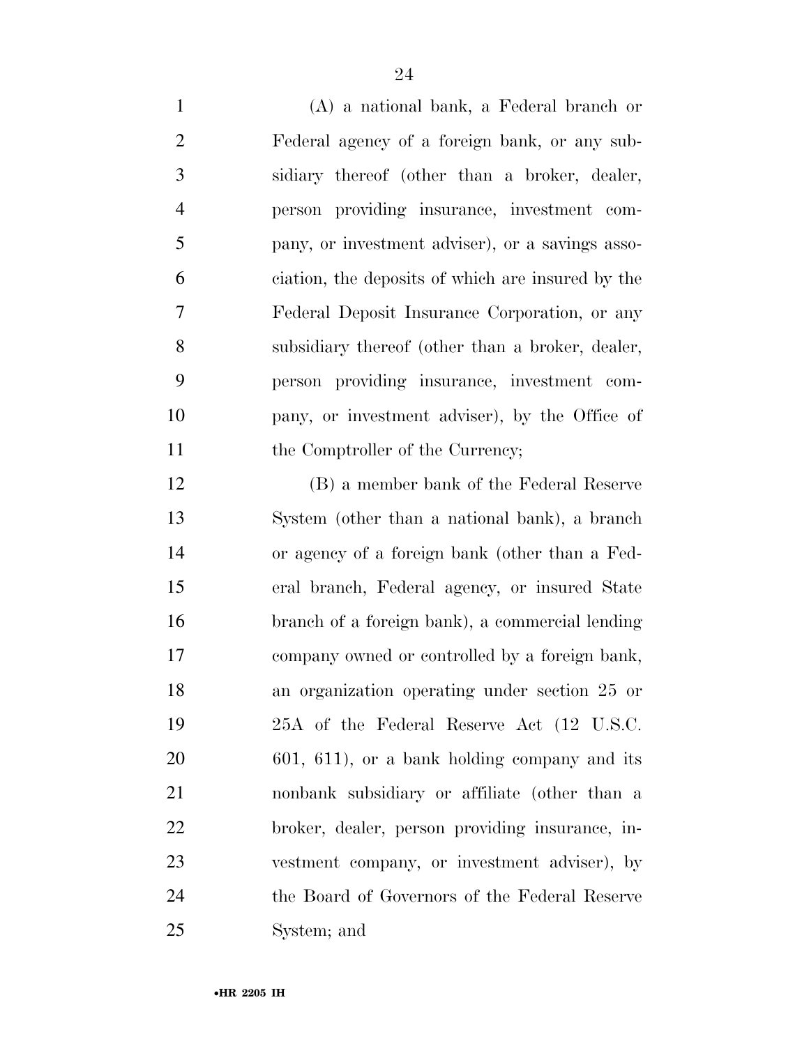(A) a national bank, a Federal branch or Federal agency of a foreign bank, or any subsidiary thereof (other than a broker, dealer, person providing insurance, investment company, or investment adviser), or a savings association, the deposits of which are insured by the Federal Deposit Insurance Corporation, or any subsidiary thereof (other than a broker, dealer, person providing insurance, investment company, or investment adviser), by the Office of the Comptroller of the Currency;

(B) a member bank of the Federal Reserve System (other than a national bank), a branch or agency of a foreign bank (other than a Federal branch, Federal agency, or insured State branch of a foreign bank), a commercial lending company owned or controlled by a foreign bank, an organization operating under section 25 or 25A of the Federal Reserve Act (12 U.S.C. 601, 611), or a bank holding company and its nonbank subsidiary or affiliate (other than a broker, dealer, person providing insurance, investment company, or investment adviser), by the Board of Governors of the Federal Reserve System; and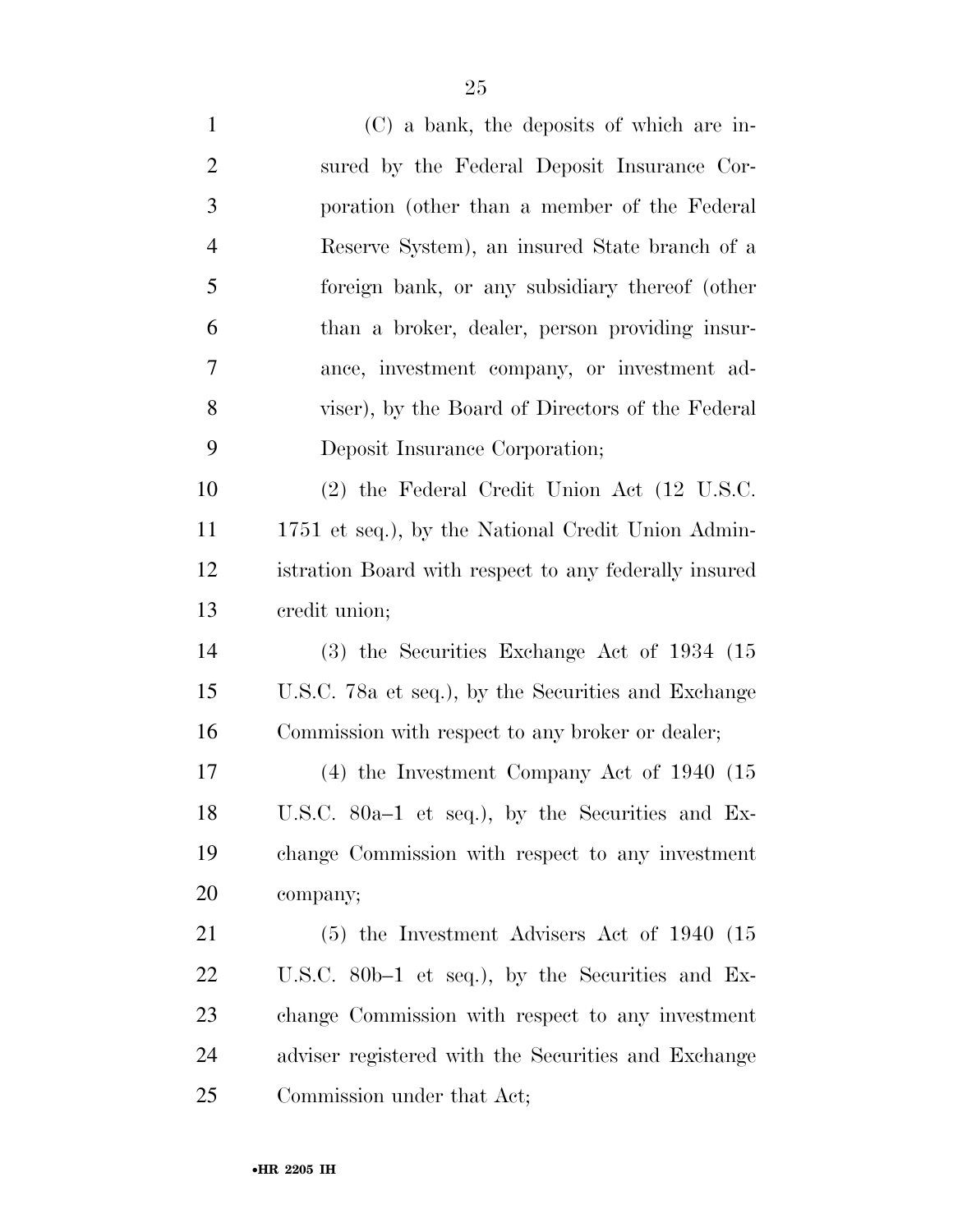(C) a bank, the deposits of which are insured by the Federal Deposit Insurance Corporation (other than a member of the Federal Reserve System), an insured State branch of a foreign bank, or any subsidiary thereof (other than a broker, dealer, person providing insurance, investment company, or investment adviser), by the Board of Directors of the Federal Deposit Insurance Corporation;

(2) the Federal Credit Union Act (12 U.S.C. 1751 et seq.), by the National Credit Union Administration Board with respect to any federally insured credit union;

(3) the Securities Exchange Act of 1934 (15 U.S.C. 78a et seq.), by the Securities and Exchange Commission with respect to any broker or dealer;

(4) the Investment Company Act of 1940 (15 U.S.C. 80a–1 et seq.), by the Securities and Exchange Commission with respect to any investment company;

(5) the Investment Advisers Act of 1940 (15 U.S.C. 80b–1 et seq.), by the Securities and Exchange Commission with respect to any investment adviser registered with the Securities and Exchange Commission under that Act;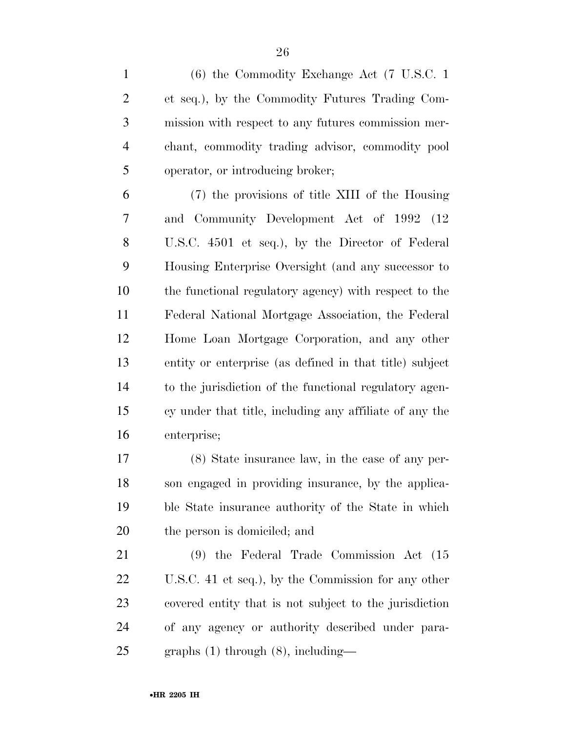(6) the Commodity Exchange Act (7 U.S.C. 1 et seq.), by the Commodity Futures Trading Commission with respect to any futures commission merchant, commodity trading advisor, commodity pool operator, or introducing broker;

(7) the provisions of title XIII of the Housing and Community Development Act of 1992 (12 U.S.C. 4501 et seq.), by the Director of Federal Housing Enterprise Oversight (and any successor to the functional regulatory agency) with respect to the Federal National Mortgage Association, the Federal Home Loan Mortgage Corporation, and any other entity or enterprise (as defined in that title) subject to the jurisdiction of the functional regulatory agency under that title, including any affiliate of any the enterprise;

(8) State insurance law, in the case of any person engaged in providing insurance, by the applicable State insurance authority of the State in which the person is domiciled; and

(9) the Federal Trade Commission Act (15 U.S.C. 41 et seq.), by the Commission for any other covered entity that is not subject to the jurisdiction of any agency or authority described under paragraphs (1) through (8), including—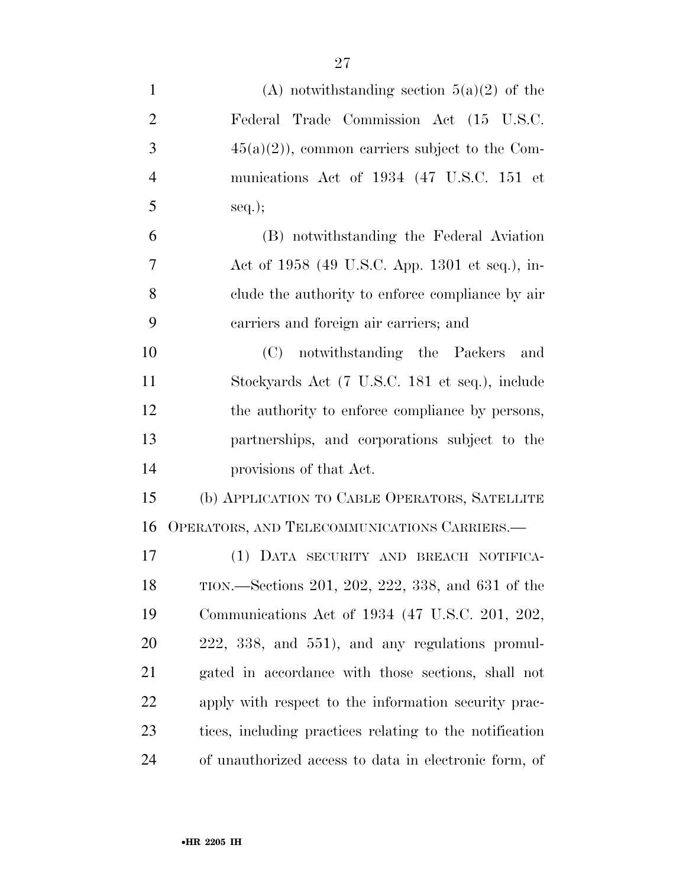(A) notwithstanding section 5(a)(2) of the Federal Trade Commission Act (15 U.S.C. 45(a)(2)), common carriers subject to the Communications Act of 1934 (47 U.S.C. 151 et seq.);

(B) notwithstanding the Federal Aviation Act of 1958 (49 U.S.C. App. 1301 et seq.), include the authority to enforce compliance by air carriers and foreign air carriers; and

(C) notwithstanding the Packers and Stockyards Act (7 U.S.C. 181 et seq.), include the authority to enforce compliance by persons, partnerships, and corporations subject to the provisions of that Act.

(b) APPLICATION TO CABLE OPERATORS, SATELLITE OPERATORS, AND TELECOMMUNICATIONS CARRIERS.—

(1) DATA SECURITY AND BREACH NOTIFICATION.—Sections 201, 202, 222, 338, and 631 of the Communications Act of 1934 (47 U.S.C. 201, 202, 222, 338, and 551), and any regulations promulgated in accordance with those sections, shall not apply with respect to the information security practices, including practices relating to the notification of unauthorized access to data in electronic form, of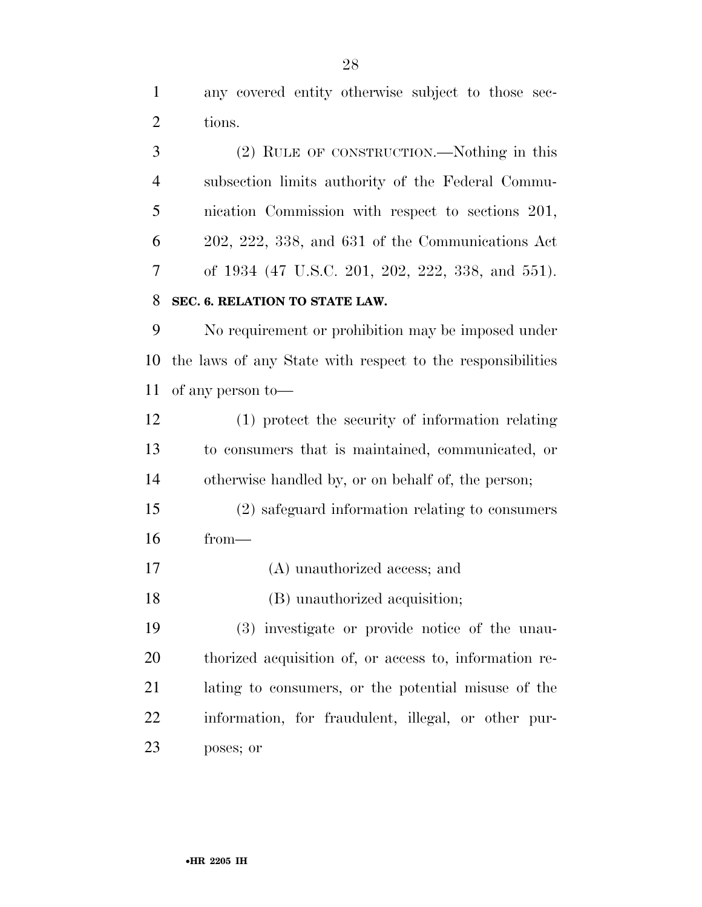any covered entity otherwise subject to those sections.

(2) RULE OF CONSTRUCTION.—Nothing in this subsection limits authority of the Federal Communication Commission with respect to sections 201, 202, 222, 338, and 631 of the Communications Act of 1934 (47 U.S.C. 201, 202, 222, 338, and 551).

**SEC. 6. RELATION TO STATE LAW.**

No requirement or prohibition may be imposed under the laws of any State with respect to the responsibilities of any person to—

(1) protect the security of information relating to consumers that is maintained, communicated, or otherwise handled by, or on behalf of, the person;

(2) safeguard information relating to consumers from—

(A) unauthorized access; and

(B) unauthorized acquisition;

(3) investigate or provide notice of the unauthorized acquisition of, or access to, information relating to consumers, or the potential misuse of the information, for fraudulent, illegal, or other purposes; or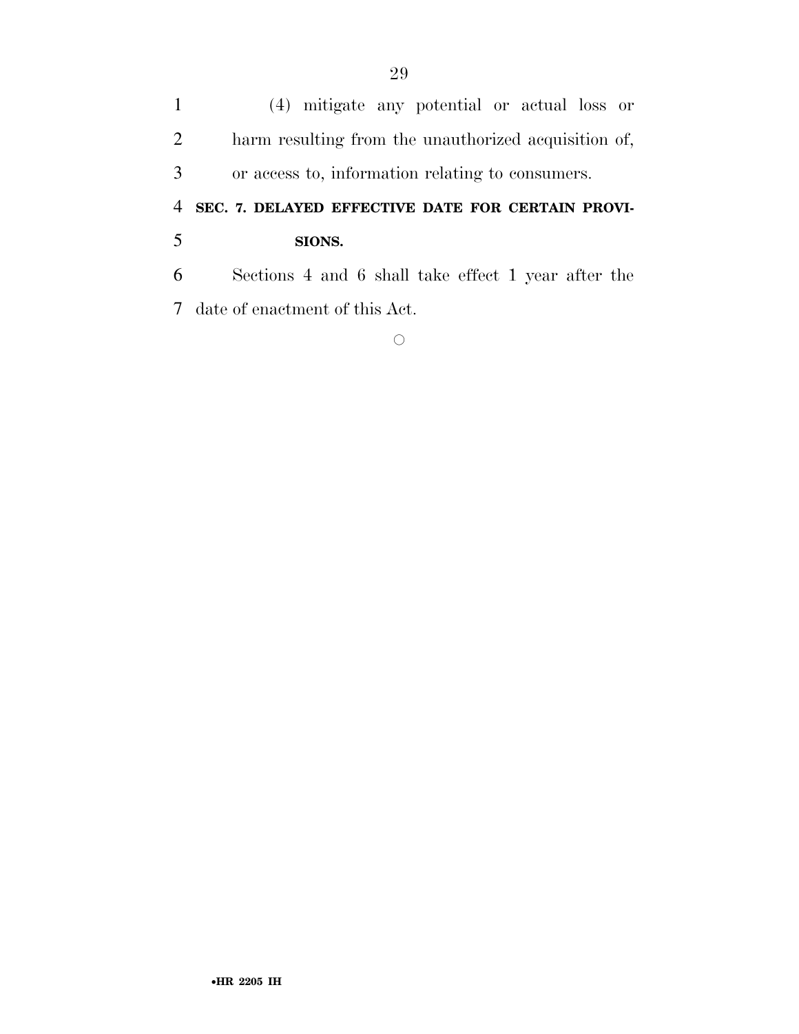(4) mitigate any potential or actual loss or harm resulting from the unauthorized acquisition of, or access to, information relating to consumers.

### SEC. 7. DELAYED EFFECTIVE DATE FOR CERTAIN PROVISIONS.

Sections 4 and 6 shall take effect 1 year after the date of enactment of this Act.

○